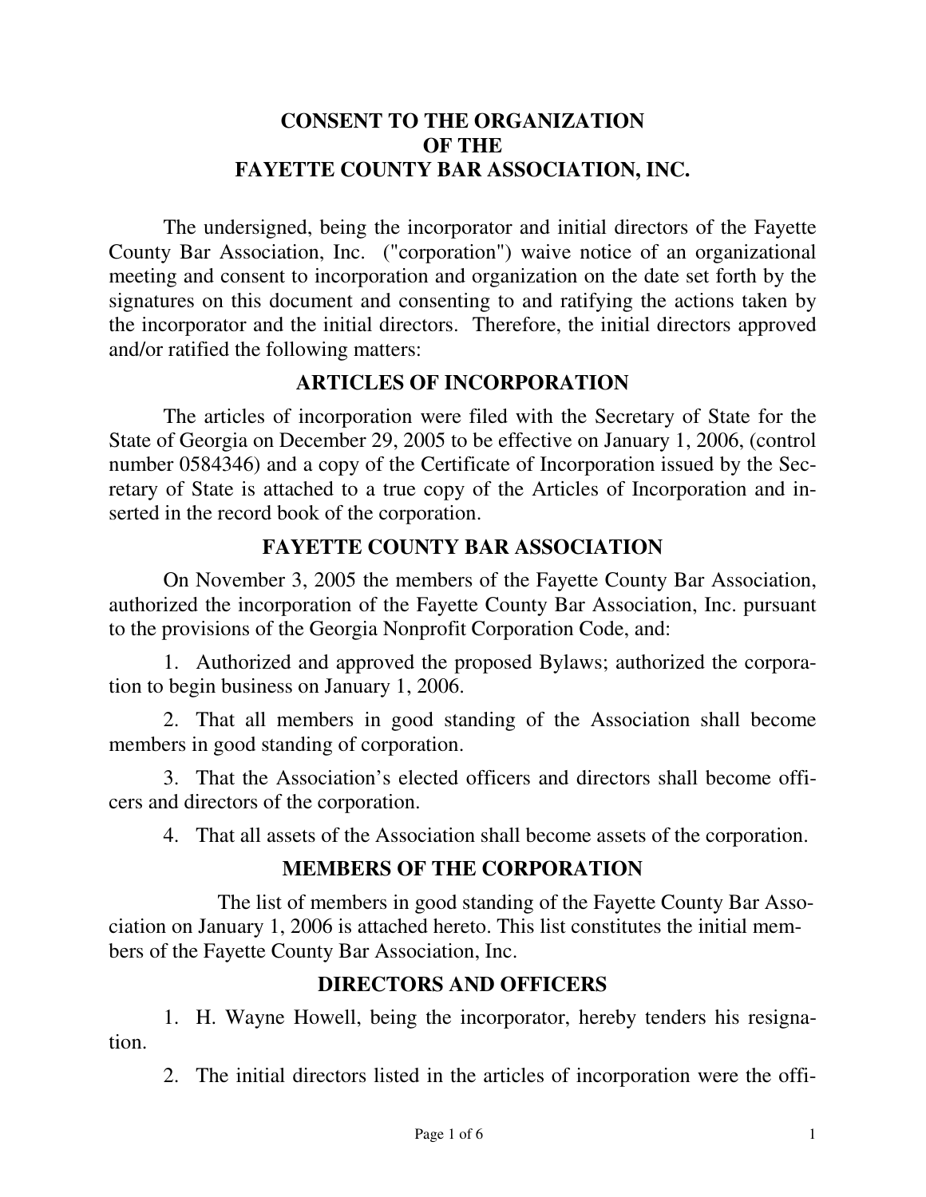# CONSENT TO THE ORGANIZATION OF THE FAYETTE COUNTY BAR ASSOCIATION, INC.

The undersigned, being the incorporator and initial directors of the Fayette County Bar Association, Inc. ("corporation") waive notice of an organizational meeting and consent to incorporation and organization on the date set forth by the signatures on this document and consenting to and ratifying the actions taken by the incorporator and the initial directors. Therefore, the initial directors approved and/or ratified the following matters:

## ARTICLES OF INCORPORATION

The articles of incorporation were filed with the Secretary of State for the State of Georgia on December 29, 2005 to be effective on January 1, 2006, (control number 0584346) and a copy of the Certificate of Incorporation issued by the Secretary of State is attached to a true copy of the Articles of Incorporation and inserted in the record book of the corporation.

## FAYETTE COUNTY BAR ASSOCIATION

On November 3, 2005 the members of the Fayette County Bar Association, authorized the incorporation of the Fayette County Bar Association, Inc. pursuant to the provisions of the Georgia Nonprofit Corporation Code, and:

1. Authorized and approved the proposed Bylaws; authorized the corporation to begin business on January 1, 2006.
2. That all members in good standing of the Association shall become members in good standing of corporation.
3. That the Association's elected officers and directors shall become officers and directors of the corporation.
4. That all assets of the Association shall become assets of the corporation.

## MEMBERS OF THE CORPORATION

The list of members in good standing of the Fayette County Bar Association on January 1, 2006 is attached hereto. This list constitutes the initial members of the Fayette County Bar Association, Inc.

## DIRECTORS AND OFFICERS

1. H. Wayne Howell, being the incorporator, hereby tenders his resignation.
2. The initial directors listed in the articles of incorporation were the offi-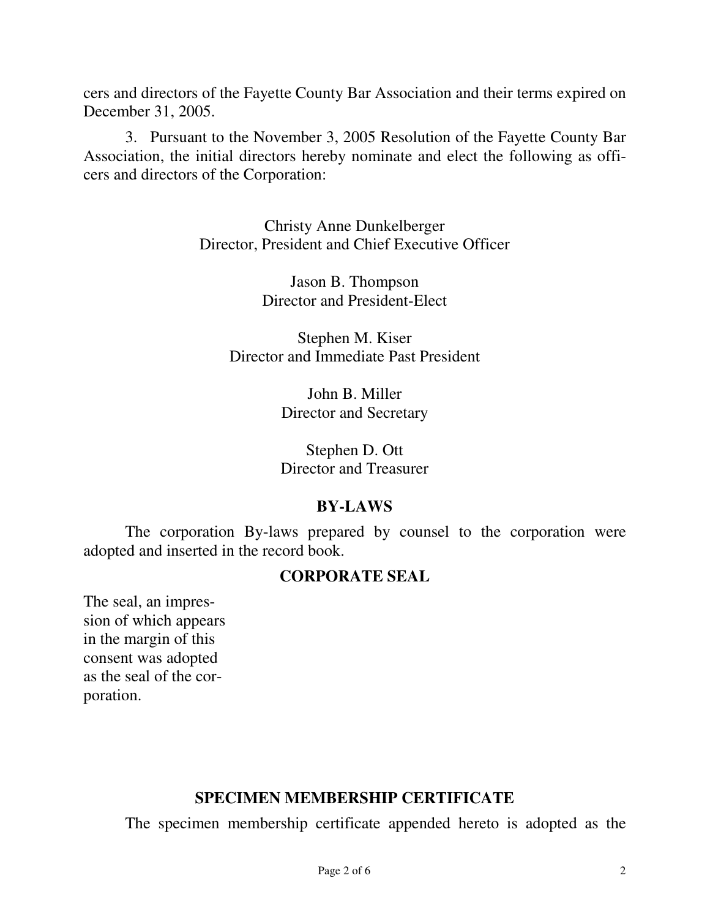cers and directors of the Fayette County Bar Association and their terms expired on December 31, 2005.

3. Pursuant to the November 3, 2005 Resolution of the Fayette County Bar Association, the initial directors hereby nominate and elect the following as officers and directors of the Corporation:

Christy Anne Dunkelberger
Director, President and Chief Executive Officer

Jason B. Thompson
Director and President-Elect

Stephen M. Kiser
Director and Immediate Past President

John B. Miller
Director and Secretary

Stephen D. Ott
Director and Treasurer

## BY-LAWS

The corporation By-laws prepared by counsel to the corporation were adopted and inserted in the record book.

## CORPORATE SEAL

The seal, an impression of which appears in the margin of this consent was adopted as the seal of the corporation.

## SPECIMEN MEMBERSHIP CERTIFICATE

The specimen membership certificate appended hereto is adopted as the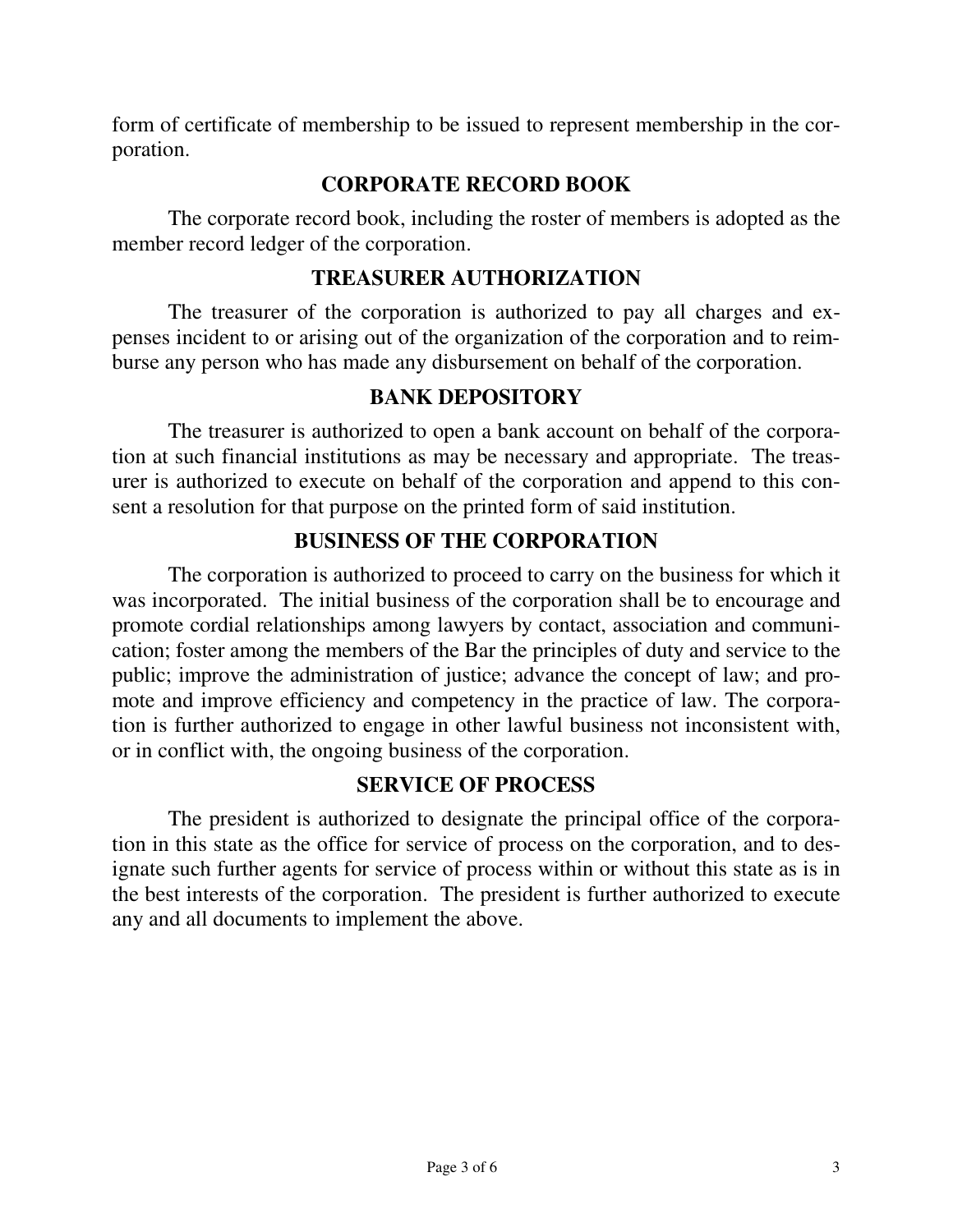form of certificate of membership to be issued to represent membership in the corporation.

## CORPORATE RECORD BOOK

The corporate record book, including the roster of members is adopted as the member record ledger of the corporation.

## TREASURER AUTHORIZATION

The treasurer of the corporation is authorized to pay all charges and expenses incident to or arising out of the organization of the corporation and to reimburse any person who has made any disbursement on behalf of the corporation.

## BANK DEPOSITORY

The treasurer is authorized to open a bank account on behalf of the corporation at such financial institutions as may be necessary and appropriate. The treasurer is authorized to execute on behalf of the corporation and append to this consent a resolution for that purpose on the printed form of said institution.

## BUSINESS OF THE CORPORATION

The corporation is authorized to proceed to carry on the business for which it was incorporated. The initial business of the corporation shall be to encourage and promote cordial relationships among lawyers by contact, association and communication; foster among the members of the Bar the principles of duty and service to the public; improve the administration of justice; advance the concept of law; and promote and improve efficiency and competency in the practice of law. The corporation is further authorized to engage in other lawful business not inconsistent with, or in conflict with, the ongoing business of the corporation.

## SERVICE OF PROCESS

The president is authorized to designate the principal office of the corporation in this state as the office for service of process on the corporation, and to designate such further agents for service of process within or without this state as is in the best interests of the corporation. The president is further authorized to execute any and all documents to implement the above.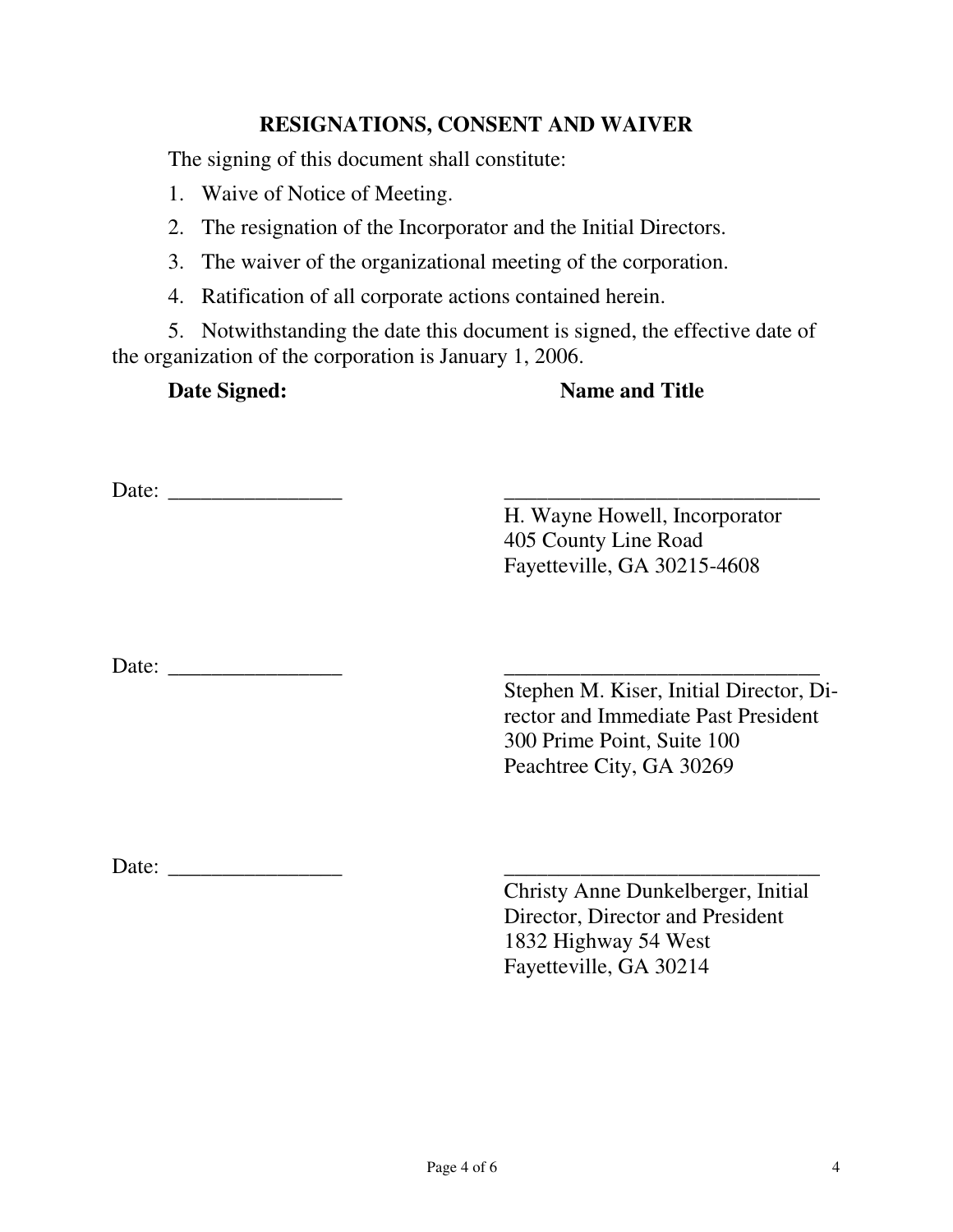**RESIGNATIONS, CONSENT AND WAIVER**

The signing of this document shall constitute:

1. Waive of Notice of Meeting.
2. The resignation of the Incorporator and the Initial Directors.
3. The waiver of the organizational meeting of the corporation.
4. Ratification of all corporate actions contained herein.
5. Notwithstanding the date this document is signed, the effective date of the organization of the corporation is January 1, 2006.

**Date Signed:** **Name and Title**

Date: ________________ _____________________________
H. Wayne Howell, Incorporator
405 County Line Road
Fayetteville, GA 30215-4608

Date: ________________ _____________________________
Stephen M. Kiser, Initial Director, Director and Immediate Past President
300 Prime Point, Suite 100
Peachtree City, GA 30269

Date: ________________ _____________________________
Christy Anne Dunkelberger, Initial Director, Director and President
1832 Highway 54 West
Fayetteville, GA 30214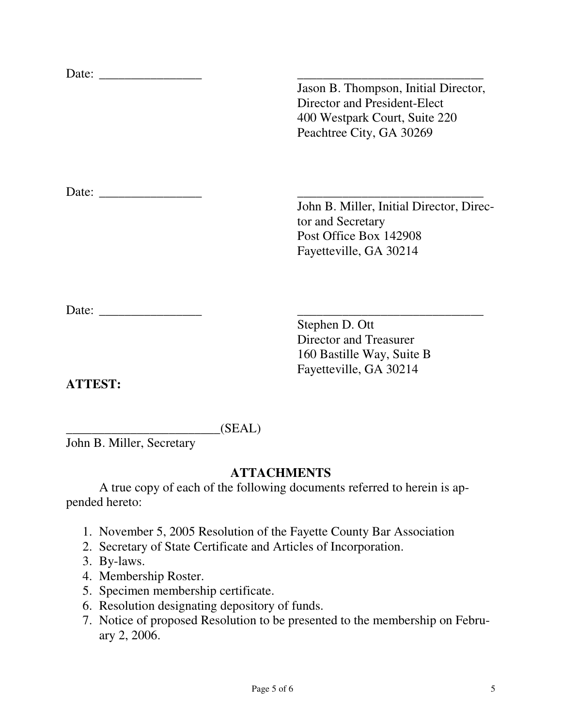Date: ________________ ______________________________

Jason B. Thompson, Initial Director,
Director and President-Elect
400 Westpark Court, Suite 220
Peachtree City, GA 30269

Date: ________________ ______________________________

John B. Miller, Initial Director, Director and Secretary
Post Office Box 142908
Fayetteville, GA 30214

Date: ________________ ______________________________

Stephen D. Ott
Director and Treasurer
160 Bastille Way, Suite B
Fayetteville, GA 30214

**ATTEST:**

________________________(SEAL)
John B. Miller, Secretary

## ATTACHMENTS

A true copy of each of the following documents referred to herein is appended hereto:

1. November 5, 2005 Resolution of the Fayette County Bar Association
2. Secretary of State Certificate and Articles of Incorporation.
3. By-laws.
4. Membership Roster.
5. Specimen membership certificate.
6. Resolution designating depository of funds.
7. Notice of proposed Resolution to be presented to the membership on February 2, 2006.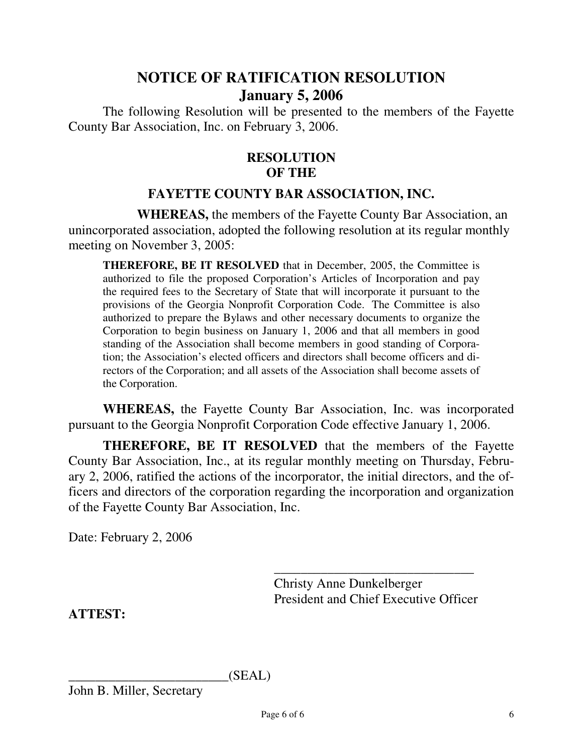# NOTICE OF RATIFICATION RESOLUTION
# January 5, 2006

The following Resolution will be presented to the members of the Fayette County Bar Association, Inc. on February 3, 2006.

## RESOLUTION
## OF THE
## FAYETTE COUNTY BAR ASSOCIATION, INC.

**WHEREAS,** the members of the Fayette County Bar Association, an unincorporated association, adopted the following resolution at its regular monthly meeting on November 3, 2005:

> **THEREFORE, BE IT RESOLVED** that in December, 2005, the Committee is authorized to file the proposed Corporation's Articles of Incorporation and pay the required fees to the Secretary of State that will incorporate it pursuant to the provisions of the Georgia Nonprofit Corporation Code. The Committee is also authorized to prepare the Bylaws and other necessary documents to organize the Corporation to begin business on January 1, 2006 and that all members in good standing of the Association shall become members in good standing of Corporation; the Association's elected officers and directors shall become officers and directors of the Corporation; and all assets of the Association shall become assets of the Corporation.

**WHEREAS,** the Fayette County Bar Association, Inc. was incorporated pursuant to the Georgia Nonprofit Corporation Code effective January 1, 2006.

**THEREFORE, BE IT RESOLVED** that the members of the Fayette County Bar Association, Inc., at its regular monthly meeting on Thursday, February 2, 2006, ratified the actions of the incorporator, the initial directors, and the officers and directors of the corporation regarding the incorporation and organization of the Fayette County Bar Association, Inc.

Date: February 2, 2006

______________________________
Christy Anne Dunkelberger
President and Chief Executive Officer

**ATTEST:**

________________________(SEAL)
John B. Miller, Secretary